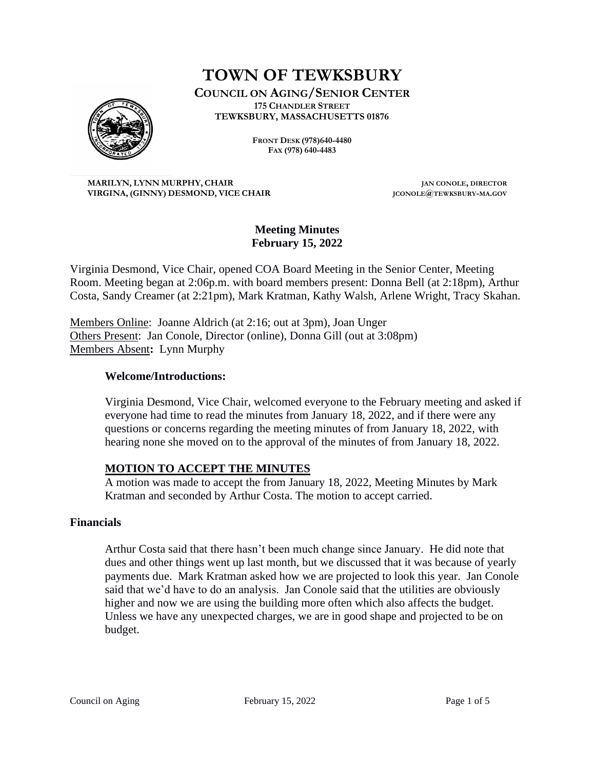# TOWN OF TEWKSBURY

**COUNCIL ON AGING/SENIOR CENTER**
**175 CHANDLER STREET**
**TEWKSBURY, MASSACHUSETTS 01876**

**FRONT DESK (978)640-4480**
**FAX (978) 640-4483**

**MARILYN, LYNN MURPHY, CHAIR**
**VIRGINA, (GINNY) DESMOND, VICE CHAIR**

**JAN CONOLE, DIRECTOR**
**JCONOLE@TEWKSBURY-MA.GOV**

## Meeting Minutes
## February 15, 2022

Virginia Desmond, Vice Chair, opened COA Board Meeting in the Senior Center, Meeting Room. Meeting began at 2:06p.m. with board members present: Donna Bell (at 2:18pm), Arthur Costa, Sandy Creamer (at 2:21pm), Mark Kratman, Kathy Walsh, Arlene Wright, Tracy Skahan.

Members Online: Joanne Aldrich (at 2:16; out at 3pm), Joan Unger
Others Present: Jan Conole, Director (online), Donna Gill (out at 3:08pm)
Members Absent**:** Lynn Murphy

### Welcome/Introductions:

Virginia Desmond, Vice Chair, welcomed everyone to the February meeting and asked if everyone had time to read the minutes from January 18, 2022, and if there were any questions or concerns regarding the meeting minutes of from January 18, 2022, with hearing none she moved on to the approval of the minutes of from January 18, 2022.

**MOTION TO ACCEPT THE MINUTES**

A motion was made to accept the from January 18, 2022, Meeting Minutes by Mark Kratman and seconded by Arthur Costa. The motion to accept carried.

### Financials

Arthur Costa said that there hasn't been much change since January. He did note that dues and other things went up last month, but we discussed that it was because of yearly payments due. Mark Kratman asked how we are projected to look this year. Jan Conole said that we'd have to do an analysis. Jan Conole said that the utilities are obviously higher and now we are using the building more often which also affects the budget. Unless we have any unexpected charges, we are in good shape and projected to be on budget.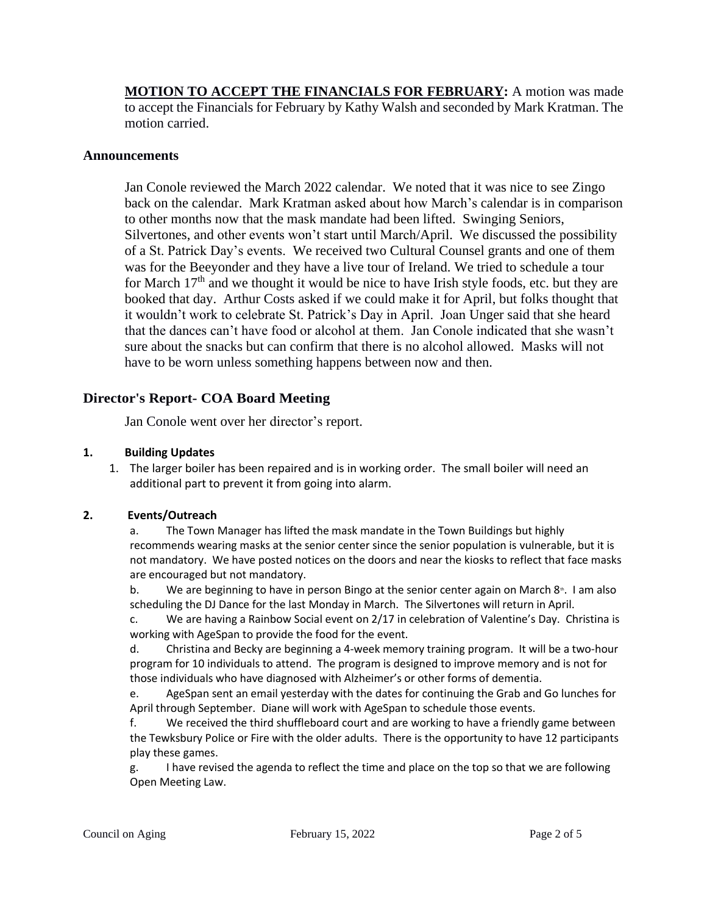**MOTION TO ACCEPT THE FINANCIALS FOR FEBRUARY:** A motion was made to accept the Financials for February by Kathy Walsh and seconded by Mark Kratman. The motion carried.

### Announcements

Jan Conole reviewed the March 2022 calendar. We noted that it was nice to see Zingo back on the calendar. Mark Kratman asked about how March's calendar is in comparison to other months now that the mask mandate had been lifted. Swinging Seniors, Silvertones, and other events won't start until March/April. We discussed the possibility of a St. Patrick Day's events. We received two Cultural Counsel grants and one of them was for the Beeyonder and they have a live tour of Ireland. We tried to schedule a tour for March 17th and we thought it would be nice to have Irish style foods, etc. but they are booked that day. Arthur Costs asked if we could make it for April, but folks thought that it wouldn't work to celebrate St. Patrick's Day in April. Joan Unger said that she heard that the dances can't have food or alcohol at them. Jan Conole indicated that she wasn't sure about the snacks but can confirm that there is no alcohol allowed. Masks will not have to be worn unless something happens between now and then.

## Director's Report- COA Board Meeting

Jan Conole went over her director's report.

**1. Building Updates**

1. The larger boiler has been repaired and is in working order. The small boiler will need an additional part to prevent it from going into alarm.

**2. Events/Outreach**

a. The Town Manager has lifted the mask mandate in the Town Buildings but highly recommends wearing masks at the senior center since the senior population is vulnerable, but it is not mandatory. We have posted notices on the doors and near the kiosks to reflect that face masks are encouraged but not mandatory.

b. We are beginning to have in person Bingo at the senior center again on March 8th. I am also scheduling the DJ Dance for the last Monday in March. The Silvertones will return in April.

c. We are having a Rainbow Social event on 2/17 in celebration of Valentine's Day. Christina is working with AgeSpan to provide the food for the event.

d. Christina and Becky are beginning a 4-week memory training program. It will be a two-hour program for 10 individuals to attend. The program is designed to improve memory and is not for those individuals who have diagnosed with Alzheimer's or other forms of dementia.

e. AgeSpan sent an email yesterday with the dates for continuing the Grab and Go lunches for April through September. Diane will work with AgeSpan to schedule those events.

f. We received the third shuffleboard court and are working to have a friendly game between the Tewksbury Police or Fire with the older adults. There is the opportunity to have 12 participants play these games.

g. I have revised the agenda to reflect the time and place on the top so that we are following Open Meeting Law.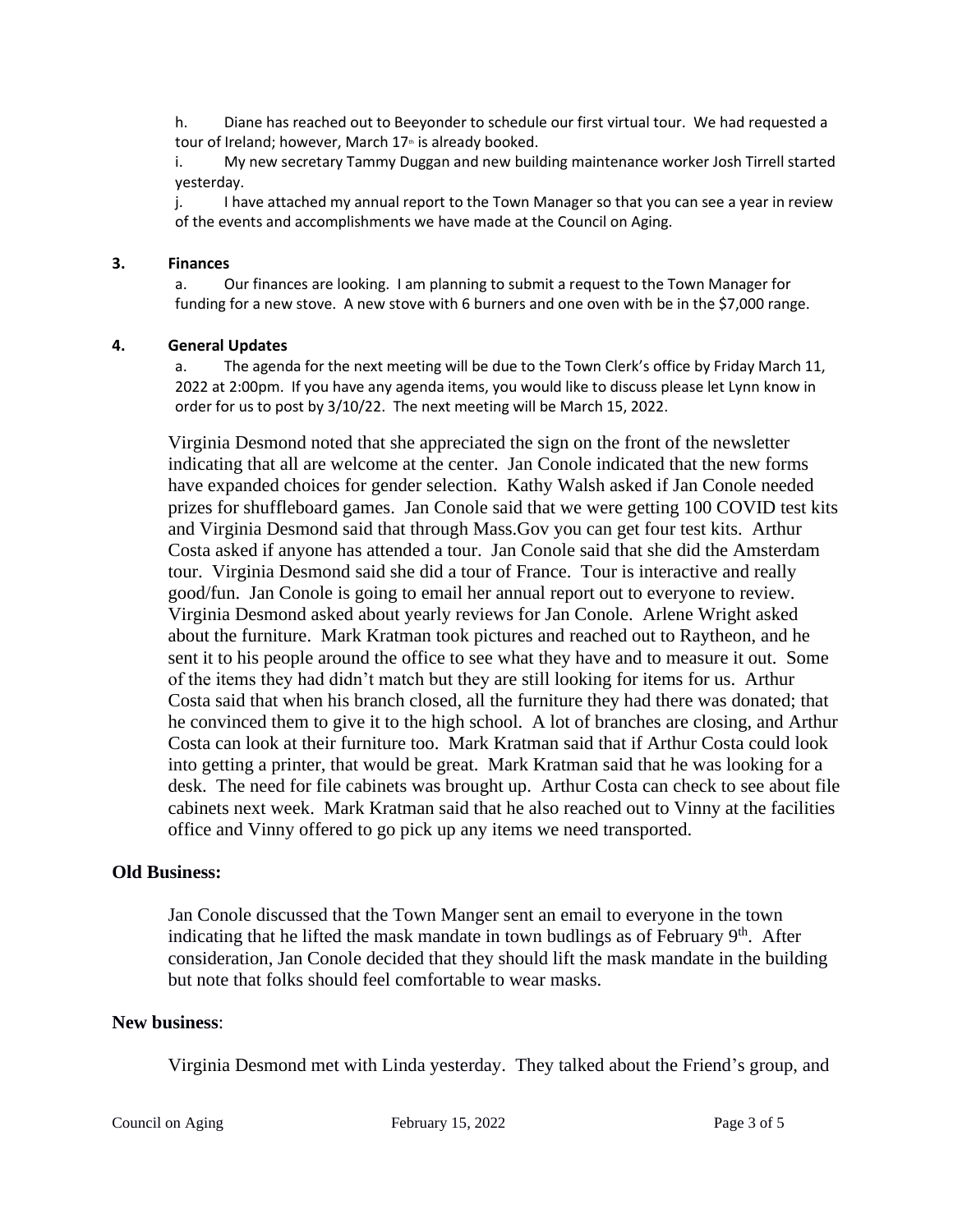h. Diane has reached out to Beeyonder to schedule our first virtual tour. We had requested a tour of Ireland; however, March 17th is already booked.

i. My new secretary Tammy Duggan and new building maintenance worker Josh Tirrell started yesterday.

j. I have attached my annual report to the Town Manager so that you can see a year in review of the events and accomplishments we have made at the Council on Aging.

**3. Finances**

a. Our finances are looking. I am planning to submit a request to the Town Manager for funding for a new stove. A new stove with 6 burners and one oven with be in the $7,000 range.

**4. General Updates**

a. The agenda for the next meeting will be due to the Town Clerk's office by Friday March 11, 2022 at 2:00pm. If you have any agenda items, you would like to discuss please let Lynn know in order for us to post by 3/10/22. The next meeting will be March 15, 2022.

Virginia Desmond noted that she appreciated the sign on the front of the newsletter indicating that all are welcome at the center. Jan Conole indicated that the new forms have expanded choices for gender selection. Kathy Walsh asked if Jan Conole needed prizes for shuffleboard games. Jan Conole said that we were getting 100 COVID test kits and Virginia Desmond said that through Mass.Gov you can get four test kits. Arthur Costa asked if anyone has attended a tour. Jan Conole said that she did the Amsterdam tour. Virginia Desmond said she did a tour of France. Tour is interactive and really good/fun. Jan Conole is going to email her annual report out to everyone to review. Virginia Desmond asked about yearly reviews for Jan Conole. Arlene Wright asked about the furniture. Mark Kratman took pictures and reached out to Raytheon, and he sent it to his people around the office to see what they have and to measure it out. Some of the items they had didn't match but they are still looking for items for us. Arthur Costa said that when his branch closed, all the furniture they had there was donated; that he convinced them to give it to the high school. A lot of branches are closing, and Arthur Costa can look at their furniture too. Mark Kratman said that if Arthur Costa could look into getting a printer, that would be great. Mark Kratman said that he was looking for a desk. The need for file cabinets was brought up. Arthur Costa can check to see about file cabinets next week. Mark Kratman said that he also reached out to Vinny at the facilities office and Vinny offered to go pick up any items we need transported.

## Old Business:

Jan Conole discussed that the Town Manger sent an email to everyone in the town indicating that he lifted the mask mandate in town budlings as of February 9th. After consideration, Jan Conole decided that they should lift the mask mandate in the building but note that folks should feel comfortable to wear masks.

## New business:

Virginia Desmond met with Linda yesterday. They talked about the Friend's group, and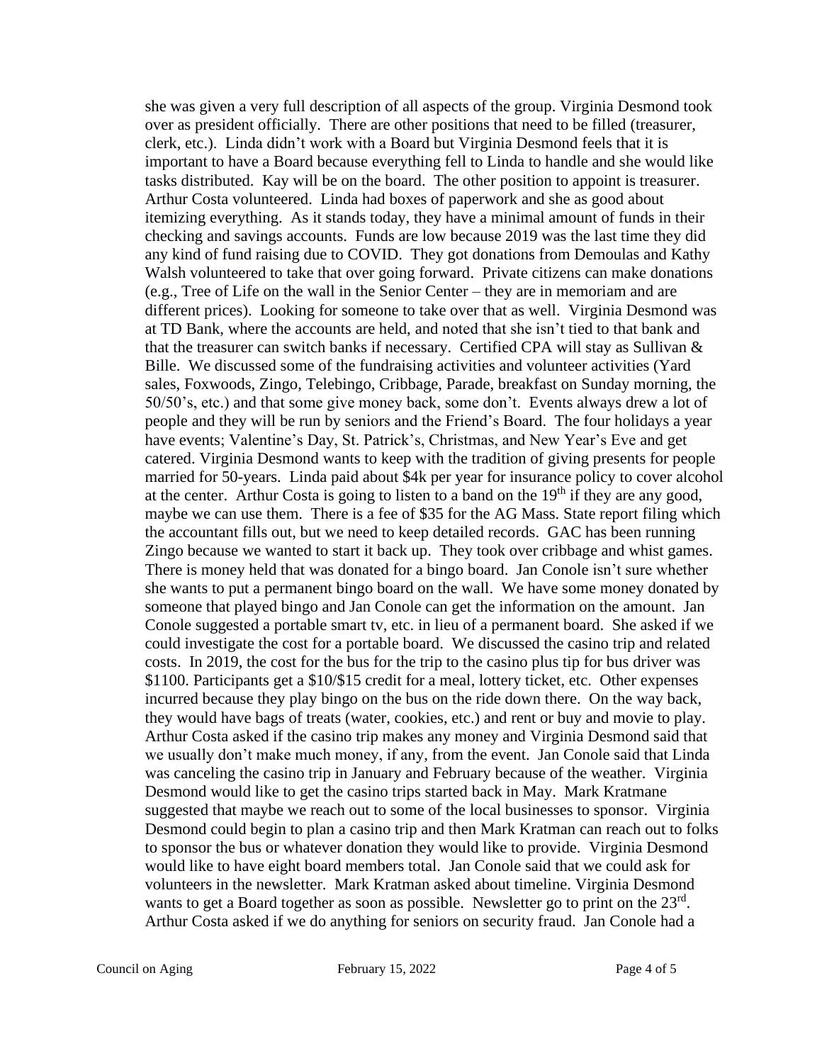she was given a very full description of all aspects of the group. Virginia Desmond took over as president officially. There are other positions that need to be filled (treasurer, clerk, etc.). Linda didn't work with a Board but Virginia Desmond feels that it is important to have a Board because everything fell to Linda to handle and she would like tasks distributed. Kay will be on the board. The other position to appoint is treasurer. Arthur Costa volunteered. Linda had boxes of paperwork and she as good about itemizing everything. As it stands today, they have a minimal amount of funds in their checking and savings accounts. Funds are low because 2019 was the last time they did any kind of fund raising due to COVID. They got donations from Demoulas and Kathy Walsh volunteered to take that over going forward. Private citizens can make donations (e.g., Tree of Life on the wall in the Senior Center – they are in memoriam and are different prices). Looking for someone to take over that as well. Virginia Desmond was at TD Bank, where the accounts are held, and noted that she isn't tied to that bank and that the treasurer can switch banks if necessary. Certified CPA will stay as Sullivan & Bille. We discussed some of the fundraising activities and volunteer activities (Yard sales, Foxwoods, Zingo, Telebingo, Cribbage, Parade, breakfast on Sunday morning, the 50/50's, etc.) and that some give money back, some don't. Events always drew a lot of people and they will be run by seniors and the Friend's Board. The four holidays a year have events; Valentine's Day, St. Patrick's, Christmas, and New Year's Eve and get catered. Virginia Desmond wants to keep with the tradition of giving presents for people married for 50-years. Linda paid about $4k per year for insurance policy to cover alcohol at the center. Arthur Costa is going to listen to a band on the 19th if they are any good, maybe we can use them. There is a fee of $35 for the AG Mass. State report filing which the accountant fills out, but we need to keep detailed records. GAC has been running Zingo because we wanted to start it back up. They took over cribbage and whist games. There is money held that was donated for a bingo board. Jan Conole isn't sure whether she wants to put a permanent bingo board on the wall. We have some money donated by someone that played bingo and Jan Conole can get the information on the amount. Jan Conole suggested a portable smart tv, etc. in lieu of a permanent board. She asked if we could investigate the cost for a portable board. We discussed the casino trip and related costs. In 2019, the cost for the bus for the trip to the casino plus tip for bus driver was $1100. Participants get a $10/$15 credit for a meal, lottery ticket, etc. Other expenses incurred because they play bingo on the bus on the ride down there. On the way back, they would have bags of treats (water, cookies, etc.) and rent or buy and movie to play. Arthur Costa asked if the casino trip makes any money and Virginia Desmond said that we usually don't make much money, if any, from the event. Jan Conole said that Linda was canceling the casino trip in January and February because of the weather. Virginia Desmond would like to get the casino trips started back in May. Mark Kratmane suggested that maybe we reach out to some of the local businesses to sponsor. Virginia Desmond could begin to plan a casino trip and then Mark Kratman can reach out to folks to sponsor the bus or whatever donation they would like to provide. Virginia Desmond would like to have eight board members total. Jan Conole said that we could ask for volunteers in the newsletter. Mark Kratman asked about timeline. Virginia Desmond wants to get a Board together as soon as possible. Newsletter go to print on the 23rd. Arthur Costa asked if we do anything for seniors on security fraud. Jan Conole had a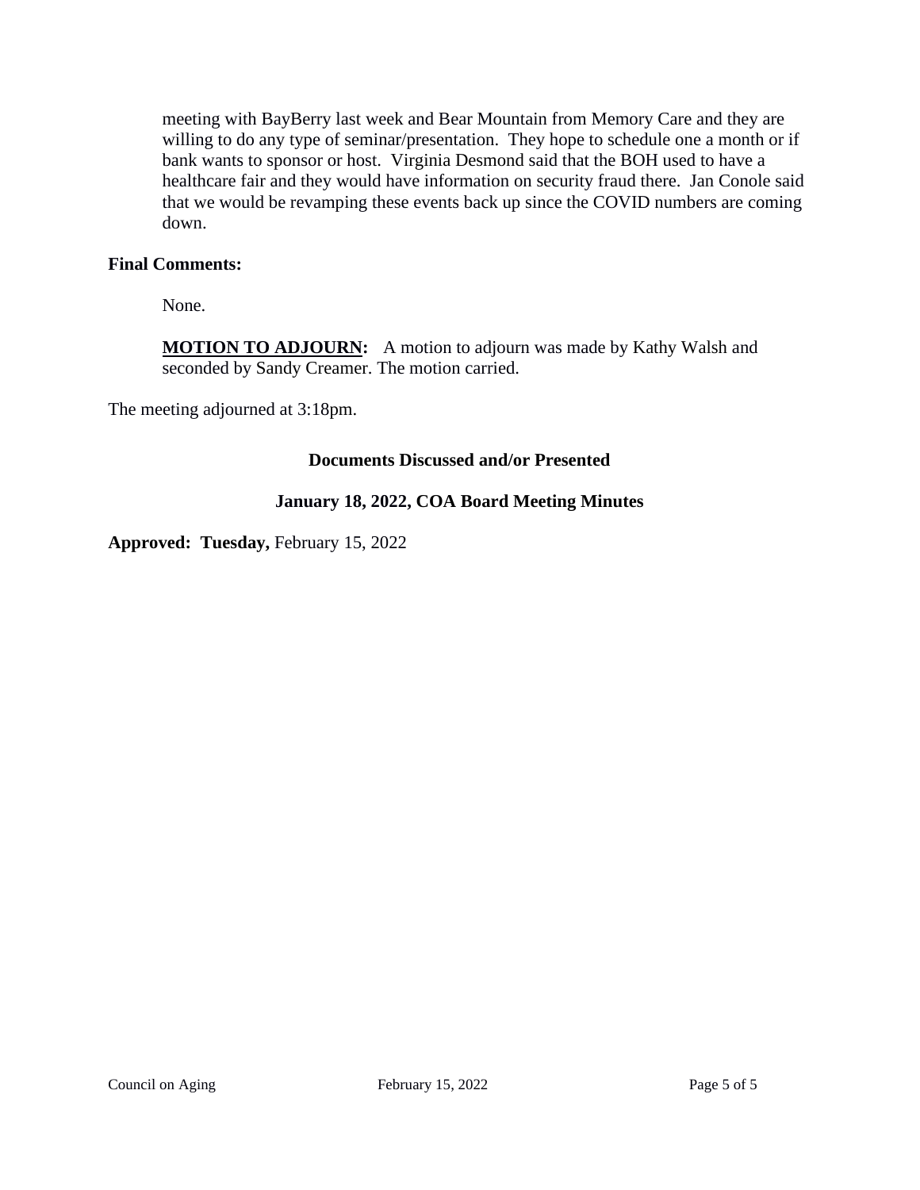meeting with BayBerry last week and Bear Mountain from Memory Care and they are willing to do any type of seminar/presentation. They hope to schedule one a month or if bank wants to sponsor or host. Virginia Desmond said that the BOH used to have a healthcare fair and they would have information on security fraud there. Jan Conole said that we would be revamping these events back up since the COVID numbers are coming down.

**Final Comments:**

None.

**MOTION TO ADJOURN:** A motion to adjourn was made by Kathy Walsh and seconded by Sandy Creamer. The motion carried.

The meeting adjourned at 3:18pm.

**Documents Discussed and/or Presented**

**January 18, 2022, COA Board Meeting Minutes**

**Approved: Tuesday,** February 15, 2022